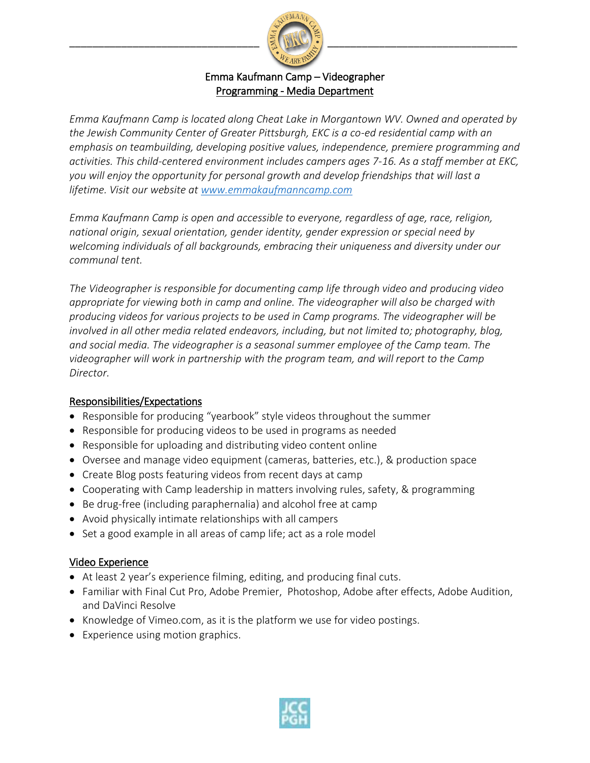# Emma Kaufmann Camp – Videographer

## Programming - Media Department

*Emma Kaufmann Camp is located along Cheat Lake in Morgantown WV. Owned and operated by the Jewish Community Center of Greater Pittsburgh, EKC is a co-ed residential camp with an emphasis on teambuilding, developing positive values, independence, premiere programming and activities. This child-centered environment includes campers ages 7-16. As a staff member at EKC, you will enjoy the opportunity for personal growth and develop friendships that will last a lifetime. Visit our website at [www.emmakaufmanncamp.com](http://www.emmakaufmanncamp.com)*

*Emma Kaufmann Camp is open and accessible to everyone, regardless of age, race, religion, national origin, sexual orientation, gender identity, gender expression or special need by welcoming individuals of all backgrounds, embracing their uniqueness and diversity under our communal tent.*

*The Videographer is responsible for documenting camp life through video and producing video appropriate for viewing both in camp and online. The videographer will also be charged with producing videos for various projects to be used in Camp programs. The videographer will be involved in all other media related endeavors, including, but not limited to; photography, blog, and social media. The videographer is a seasonal summer employee of the Camp team. The videographer will work in partnership with the program team, and will report to the Camp Director.*

### Responsibilities/Expectations

- Responsible for producing "yearbook" style videos throughout the summer
- Responsible for producing videos to be used in programs as needed
- Responsible for uploading and distributing video content online
- Oversee and manage video equipment (cameras, batteries, etc.), & production space
- Create Blog posts featuring videos from recent days at camp
- Cooperating with Camp leadership in matters involving rules, safety, & programming
- Be drug-free (including paraphernalia) and alcohol free at camp
- Avoid physically intimate relationships with all campers
- Set a good example in all areas of camp life; act as a role model

### Video Experience

- At least 2 year's experience filming, editing, and producing final cuts.
- Familiar with Final Cut Pro, Adobe Premier, Photoshop, Adobe after effects, Adobe Audition, and DaVinci Resolve
- Knowledge of Vimeo.com, as it is the platform we use for video postings.
- Experience using motion graphics.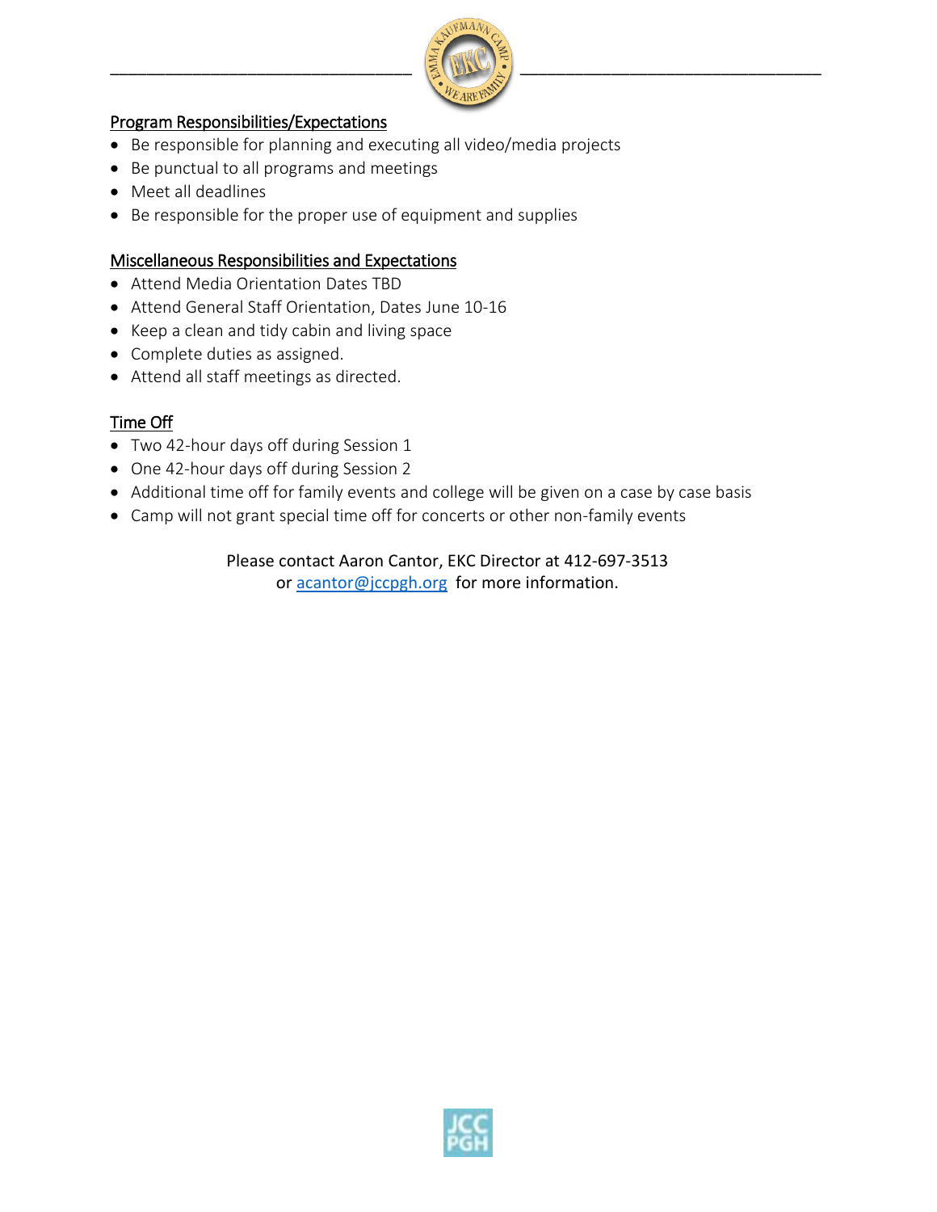## Program Responsibilities/Expectations

- Be responsible for planning and executing all video/media projects
- Be punctual to all programs and meetings
- Meet all deadlines
- Be responsible for the proper use of equipment and supplies

## Miscellaneous Responsibilities and Expectations

- Attend Media Orientation Dates TBD
- Attend General Staff Orientation, Dates June 10-16
- Keep a clean and tidy cabin and living space
- Complete duties as assigned.
- Attend all staff meetings as directed.

## Time Off

- Two 42-hour days off during Session 1
- One 42-hour days off during Session 2
- Additional time off for family events and college will be given on a case by case basis
- Camp will not grant special time off for concerts or other non-family events

Please contact Aaron Cantor, EKC Director at 412-697-3513
or acantor@jccpgh.org for more information.